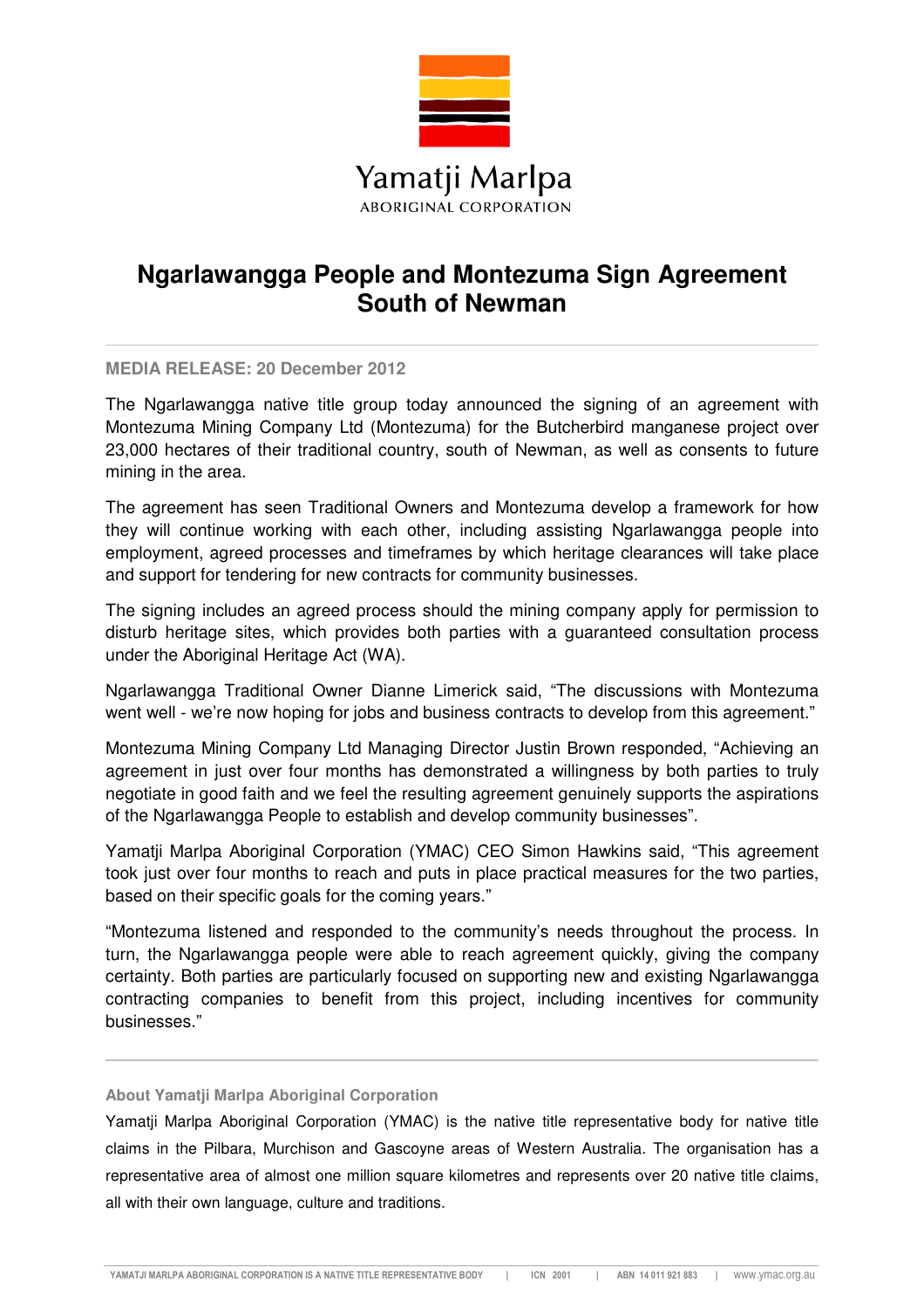Yamatji Marlpa
ABORIGINAL CORPORATION

# Ngarlawangga People and Montezuma Sign Agreement South of Newman

**MEDIA RELEASE: 20 December 2012**

The Ngarlawangga native title group today announced the signing of an agreement with Montezuma Mining Company Ltd (Montezuma) for the Butcherbird manganese project over 23,000 hectares of their traditional country, south of Newman, as well as consents to future mining in the area.

The agreement has seen Traditional Owners and Montezuma develop a framework for how they will continue working with each other, including assisting Ngarlawangga people into employment, agreed processes and timeframes by which heritage clearances will take place and support for tendering for new contracts for community businesses.

The signing includes an agreed process should the mining company apply for permission to disturb heritage sites, which provides both parties with a guaranteed consultation process under the Aboriginal Heritage Act (WA).

Ngarlawangga Traditional Owner Dianne Limerick said, "The discussions with Montezuma went well - we're now hoping for jobs and business contracts to develop from this agreement."

Montezuma Mining Company Ltd Managing Director Justin Brown responded, "Achieving an agreement in just over four months has demonstrated a willingness by both parties to truly negotiate in good faith and we feel the resulting agreement genuinely supports the aspirations of the Ngarlawangga People to establish and develop community businesses".

Yamatji Marlpa Aboriginal Corporation (YMAC) CEO Simon Hawkins said, "This agreement took just over four months to reach and puts in place practical measures for the two parties, based on their specific goals for the coming years."

"Montezuma listened and responded to the community's needs throughout the process. In turn, the Ngarlawangga people were able to reach agreement quickly, giving the company certainty. Both parties are particularly focused on supporting new and existing Ngarlawangga contracting companies to benefit from this project, including incentives for community businesses."

---

### About Yamatji Marlpa Aboriginal Corporation

Yamatji Marlpa Aboriginal Corporation (YMAC) is the native title representative body for native title claims in the Pilbara, Murchison and Gascoyne areas of Western Australia. The organisation has a representative area of almost one million square kilometres and represents over 20 native title claims, all with their own language, culture and traditions.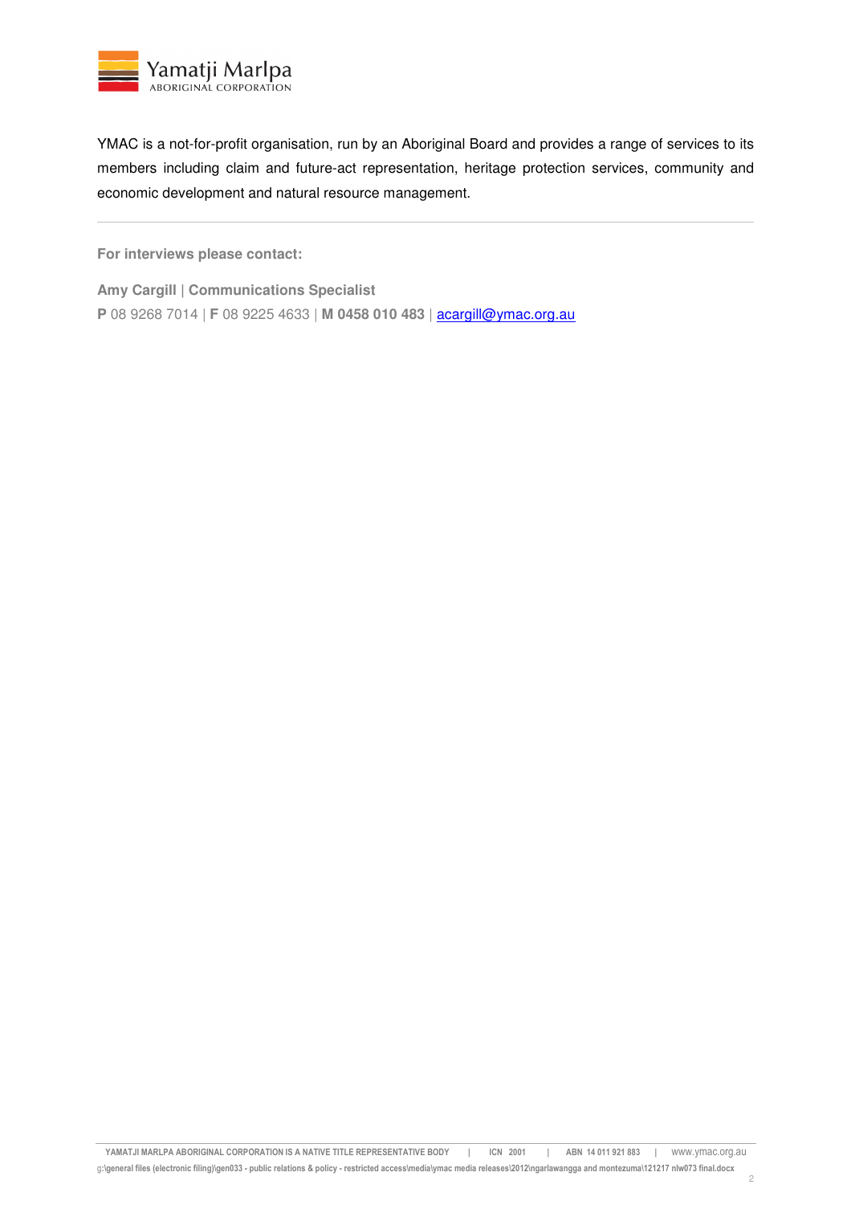YMAC is a not-for-profit organisation, run by an Aboriginal Board and provides a range of services to its members including claim and future-act representation, heritage protection services, community and economic development and natural resource management.

---

**For interviews please contact:**

**Amy Cargill | Communications Specialist**
**P** 08 9268 7014 | **F** 08 9225 4633 | **M 0458 010 483** | acargill@ymac.org.au